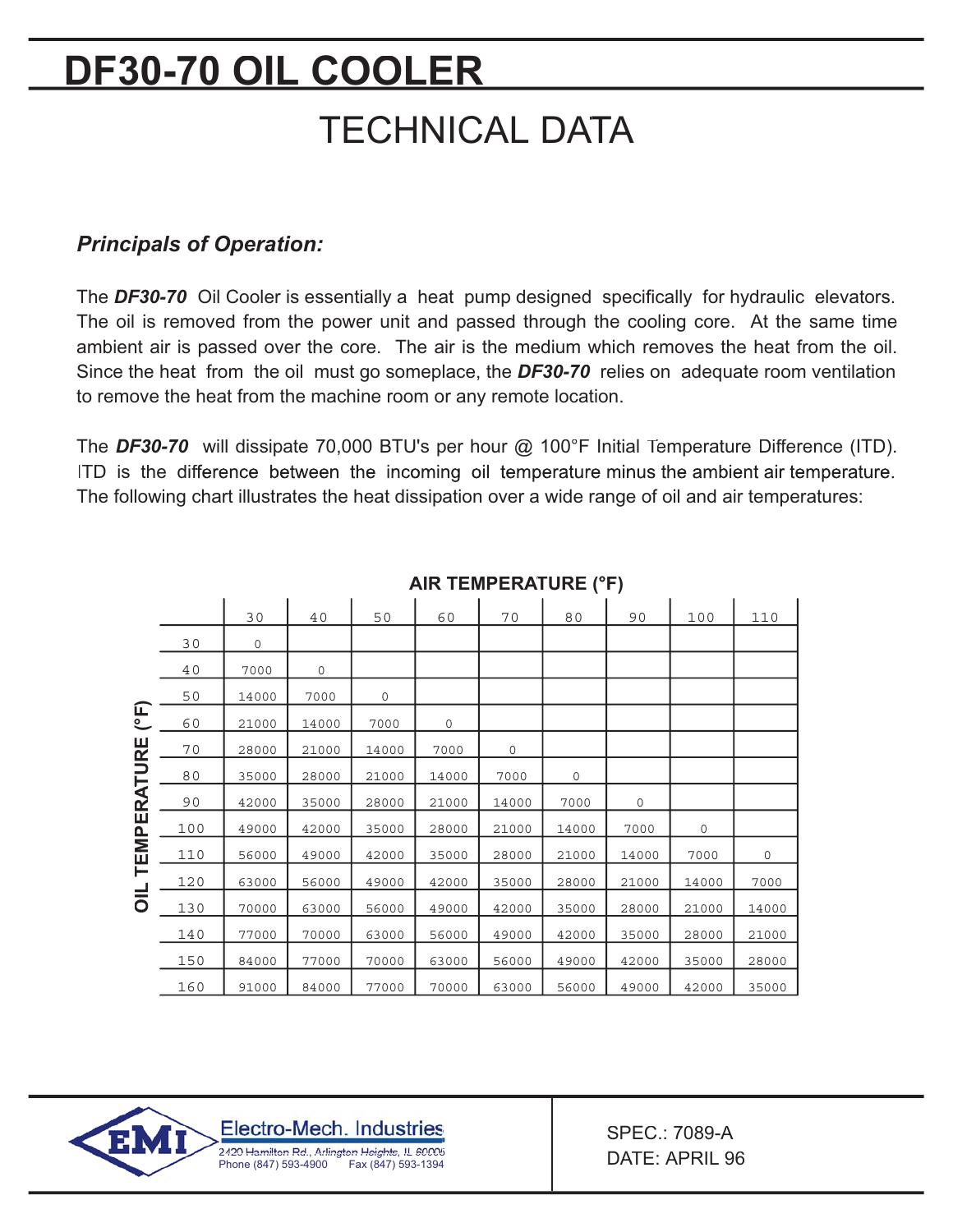# DF30-70 OIL COOLER

## TECHNICAL DATA

### *Principals of Operation:*

The ***DF30-70*** Oil Cooler is essentially a heat pump designed specifically for hydraulic elevators. The oil is removed from the power unit and passed through the cooling core. At the same time ambient air is passed over the core. The air is the medium which removes the heat from the oil. Since the heat from the oil must go someplace, the ***DF30-70*** relies on adequate room ventilation to remove the heat from the machine room or any remote location.

The ***DF30-70*** will dissipate 70,000 BTU's per hour @ 100°F Initial Temperature Difference (ITD). ITD is the difference between the incoming oil temperature minus the ambient air temperature. The following chart illustrates the heat dissipation over a wide range of oil and air temperatures:

**AIR TEMPERATURE (°F)** (columns) / **OIL TEMPERATURE (°F)** (rows)

| | 30 | 40 | 50 | 60 | 70 | 80 | 90 | 100 | 110 |
|---|---|---|---|---|---|---|---|---|---|
| 30 | 0 | | | | | | | | |
| 40 | 7000 | 0 | | | | | | | |
| 50 | 14000 | 7000 | 0 | | | | | | |
| 60 | 21000 | 14000 | 7000 | 0 | | | | | |
| 70 | 28000 | 21000 | 14000 | 7000 | 0 | | | | |
| 80 | 35000 | 28000 | 21000 | 14000 | 7000 | 0 | | | |
| 90 | 42000 | 35000 | 28000 | 21000 | 14000 | 7000 | 0 | | |
| 100 | 49000 | 42000 | 35000 | 28000 | 21000 | 14000 | 7000 | 0 | |
| 110 | 56000 | 49000 | 42000 | 35000 | 28000 | 21000 | 14000 | 7000 | 0 |
| 120 | 63000 | 56000 | 49000 | 42000 | 35000 | 28000 | 21000 | 14000 | 7000 |
| 130 | 70000 | 63000 | 56000 | 49000 | 42000 | 35000 | 28000 | 21000 | 14000 |
| 140 | 77000 | 70000 | 63000 | 56000 | 49000 | 42000 | 35000 | 28000 | 21000 |
| 150 | 84000 | 77000 | 70000 | 63000 | 56000 | 49000 | 42000 | 35000 | 28000 |
| 160 | 91000 | 84000 | 77000 | 70000 | 63000 | 56000 | 49000 | 42000 | 35000 |

EMI Electro-Mech. Industries
2420 Hamilton Rd., Arlington Heights, IL 60005
Phone (847) 593-4900 Fax (847) 593-1394

SPEC.: 7089-A
DATE: APRIL 96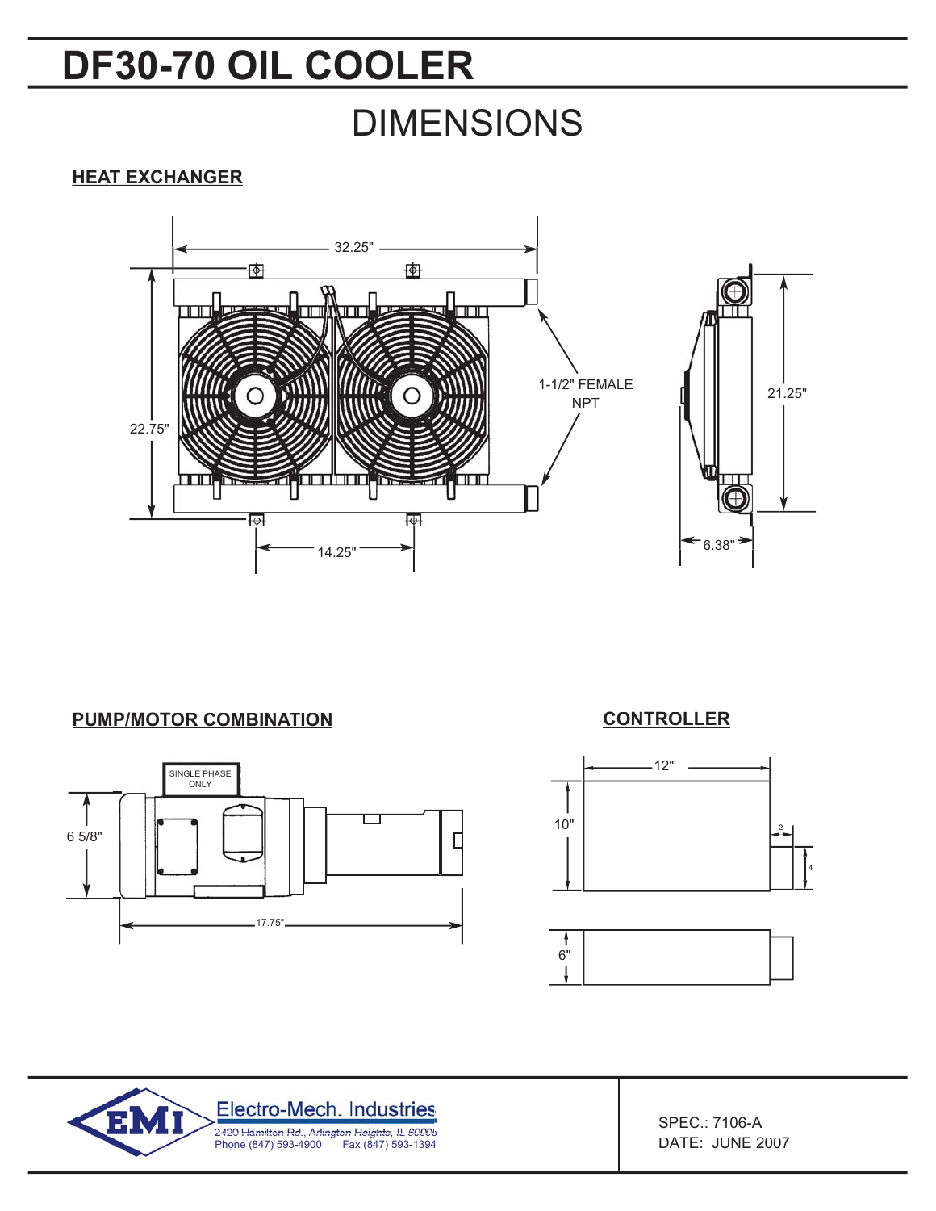# DF30-70 OIL COOLER

## DIMENSIONS

### HEAT EXCHANGER

32.25"

22.75"

14.25"

1-1/2" FEMALE NPT

21.25"

6.38"

### PUMP/MOTOR COMBINATION

SINGLE PHASE ONLY

6 5/8"

17.75"

### CONTROLLER

12"

10"

2

4

6"

Electro-Mech. Industries
2420 Hamilton Rd., Arlington Heights, IL 60005
Phone (847) 593-4900 Fax (847) 593-1394

SPEC.: 7106-A
DATE: JUNE 2007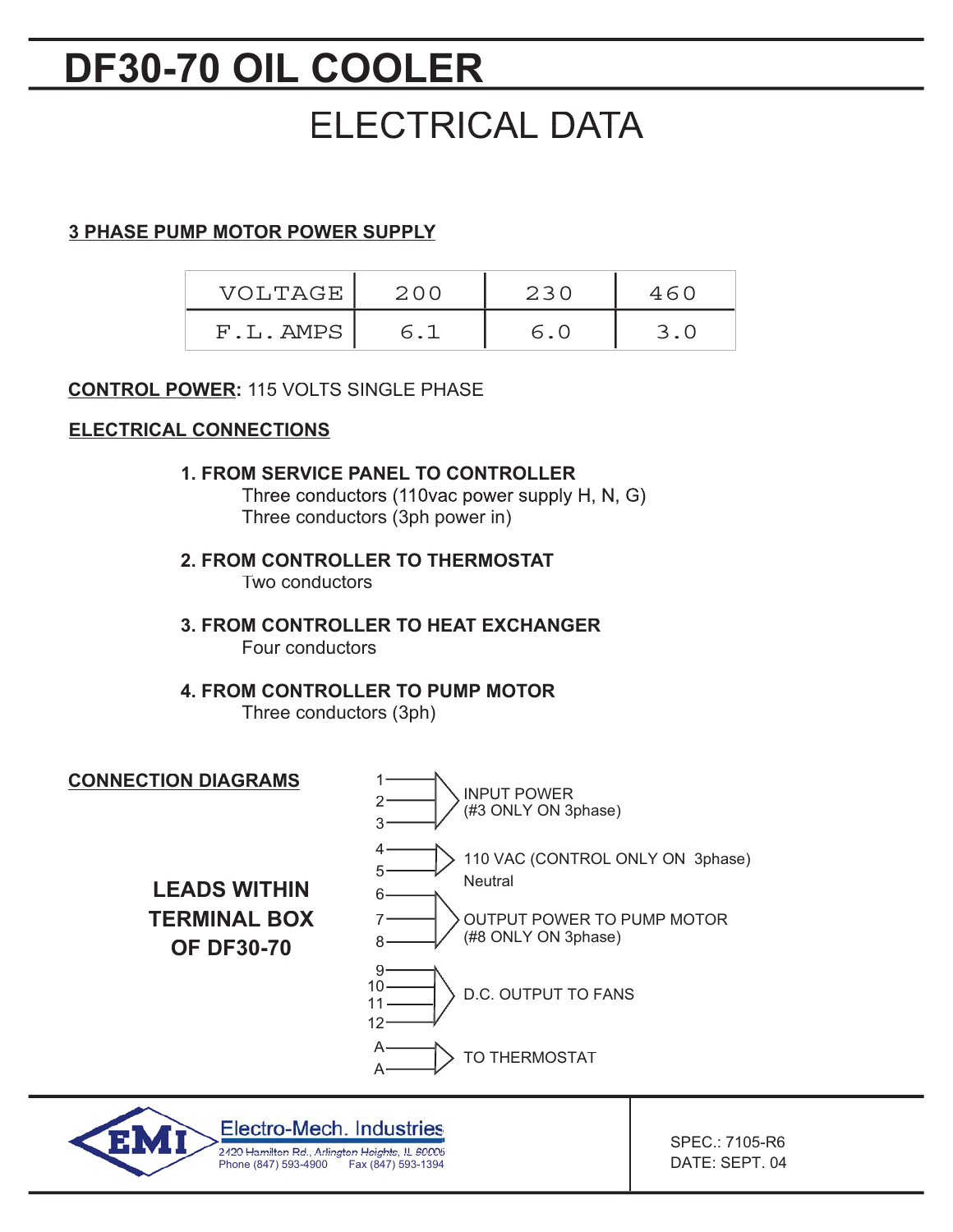# DF30-70 OIL COOLER

## ELECTRICAL DATA

**3 PHASE PUMP MOTOR POWER SUPPLY**

| VOLTAGE | 200 | 230 | 460 |
|---|---|---|---|
| F.L. AMPS | 6.1 | 6.0 | 3.0 |

**CONTROL POWER:** 115 VOLTS SINGLE PHASE

**ELECTRICAL CONNECTIONS**

1. **FROM SERVICE PANEL TO CONTROLLER**
   Three conductors (110vac power supply H, N, G)
   Three conductors (3ph power in)

2. **FROM CONTROLLER TO THERMOSTAT**
   Two conductors

3. **FROM CONTROLLER TO HEAT EXCHANGER**
   Four conductors

4. **FROM CONTROLLER TO PUMP MOTOR**
   Three conductors (3ph)

**CONNECTION DIAGRAMS**

**LEADS WITHIN TERMINAL BOX OF DF30-70**

- 1, 2, 3 — INPUT POWER (#3 ONLY ON 3phase)
- 4, 5 — 110 VAC (CONTROL ONLY ON 3phase) Neutral
- 6, 7, 8 — OUTPUT POWER TO PUMP MOTOR (#8 ONLY ON 3phase)
- 9, 10, 11, 12 — D.C. OUTPUT TO FANS
- A, A — TO THERMOSTAT

EMI Electro-Mech. Industries
2420 Hamilton Rd., Arlington Heights, IL 60005
Phone (847) 593-4900 Fax (847) 593-1394

SPEC.: 7105-R6
DATE: SEPT. 04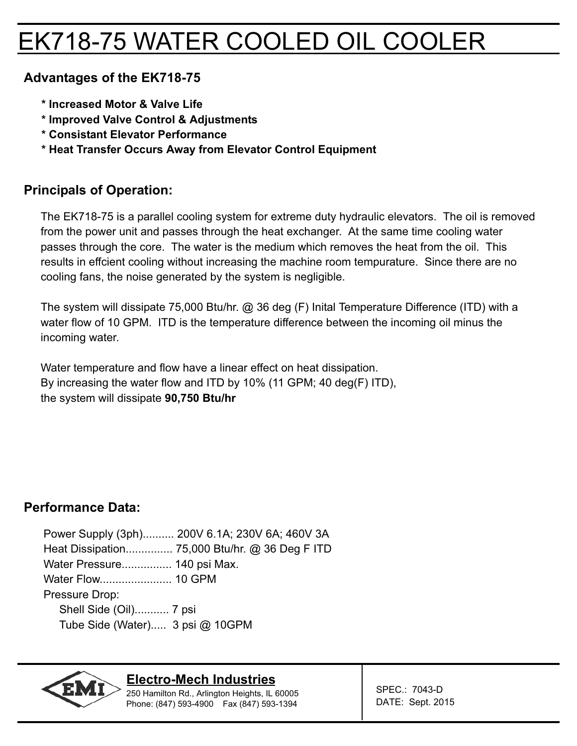# EK718-75 WATER COOLED OIL COOLER

## Advantages of the EK718-75

**\* Increased Motor & Valve Life**
**\* Improved Valve Control & Adjustments**
**\* Consistant Elevator Performance**
**\* Heat Transfer Occurs Away from Elevator Control Equipment**

## Principals of Operation:

The EK718-75 is a parallel cooling system for extreme duty hydraulic elevators. The oil is removed from the power unit and passes through the heat exchanger. At the same time cooling water passes through the core. The water is the medium which removes the heat from the oil. This results in effcient cooling without increasing the machine room tempurature. Since there are no cooling fans, the noise generated by the system is negligible.

The system will dissipate 75,000 Btu/hr. @ 36 deg (F) Inital Temperature Difference (ITD) with a water flow of 10 GPM. ITD is the temperature difference between the incoming oil minus the incoming water.

Water temperature and flow have a linear effect on heat dissipation.
By increasing the water flow and ITD by 10% (11 GPM; 40 deg(F) ITD),
the system will dissipate **90,750 Btu/hr**

## Performance Data:

Power Supply (3ph).......... 200V 6.1A; 230V 6A; 460V 3A
Heat Dissipation............... 75,000 Btu/hr. @ 36 Deg F ITD
Water Pressure................ 140 psi Max.
Water Flow....................... 10 GPM
Pressure Drop:
  Shell Side (Oil)........... 7 psi
  Tube Side (Water)..... 3 psi @ 10GPM

**Electro-Mech Industries**
250 Hamilton Rd., Arlington Heights, IL 60005
Phone: (847) 593-4900 Fax (847) 593-1394

SPEC.: 7043-D
DATE: Sept. 2015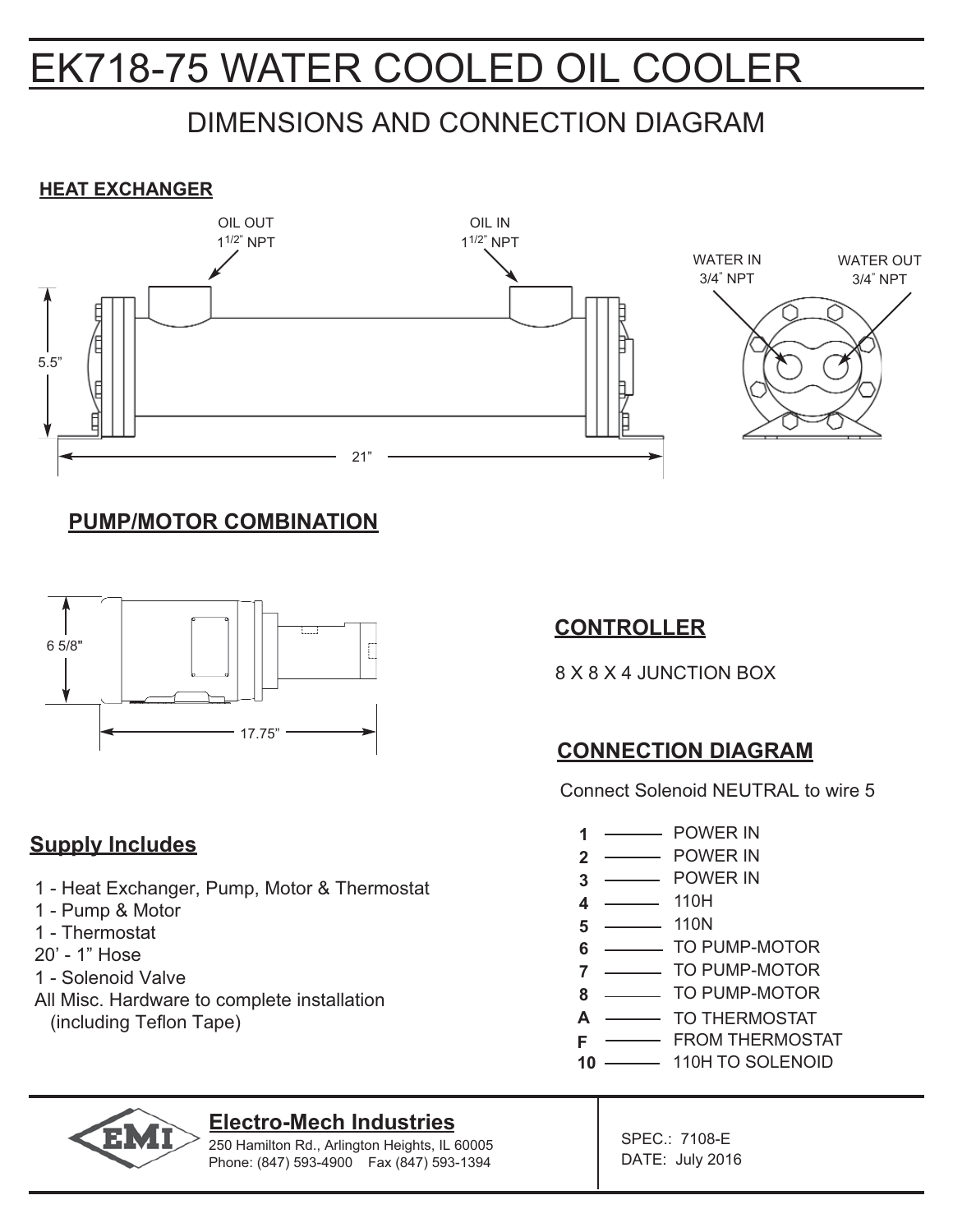# EK718-75 WATER COOLED OIL COOLER

## DIMENSIONS AND CONNECTION DIAGRAM

### HEAT EXCHANGER

OIL OUT $1^{1/2"}$ NPT

OIL IN $1^{1/2"}$ NPT

WATER IN 3/4" NPT

WATER OUT 3/4" NPT

5.5"

21"

### PUMP/MOTOR COMBINATION

6 5/8"

17.75"

### CONTROLLER

8 X 8 X 4 JUNCTION BOX

### CONNECTION DIAGRAM

Connect Solenoid NEUTRAL to wire 5

| | |
|---|---|
| **1** | POWER IN |
| **2** | POWER IN |
| **3** | POWER IN |
| **4** | 110H |
| **5** | 110N |
| **6** | TO PUMP-MOTOR |
| **7** | TO PUMP-MOTOR |
| **8** | TO PUMP-MOTOR |
| **A** | TO THERMOSTAT |
| **F** | FROM THERMOSTAT |
| **10** | 110H TO SOLENOID |

### Supply Includes

1 - Heat Exchanger, Pump, Motor & Thermostat
1 - Pump & Motor
1 - Thermostat
20' - 1" Hose
1 - Solenoid Valve
All Misc. Hardware to complete installation
(including Teflon Tape)

**Electro-Mech Industries**
250 Hamilton Rd., Arlington Heights, IL 60005
Phone: (847) 593-4900 Fax (847) 593-1394

SPEC.: 7108-E
DATE: July 2016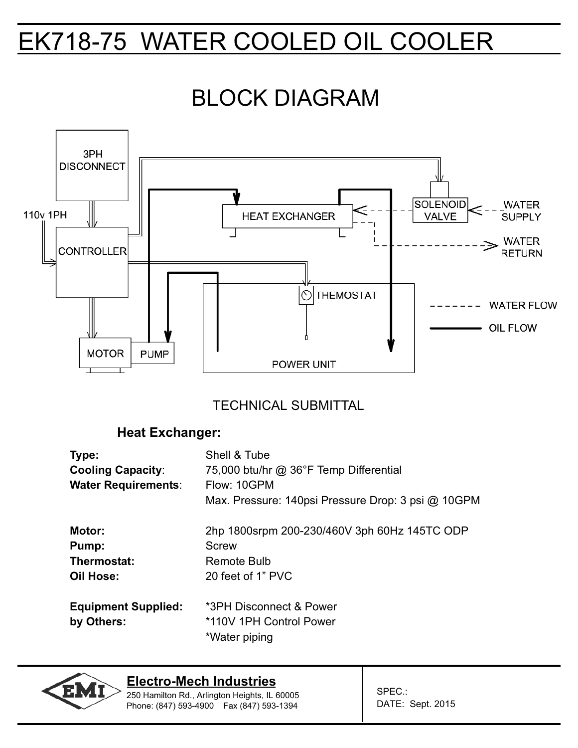# EK718-75 WATER COOLED OIL COOLER

## BLOCK DIAGRAM

3PH DISCONNECT

110v 1PH

CONTROLLER

HEAT EXCHANGER

SOLENOID VALVE

WATER SUPPLY

WATER RETURN

THEMOSTAT

WATER FLOW

OIL FLOW

MOTOR

PUMP

POWER UNIT

TECHNICAL SUBMITTAL

### Heat Exchanger:

| | |
|---|---|
| **Type:** | Shell & Tube |
| **Cooling Capacity**: | 75,000 btu/hr @ 36°F Temp Differential |
| **Water Requirements**: | Flow: 10GPM |
| | Max. Pressure: 140psi Pressure Drop: 3 psi @ 10GPM |
| **Motor:** | 2hp 1800srpm 200-230/460V 3ph 60Hz 145TC ODP |
| **Pump:** | Screw |
| **Thermostat:** | Remote Bulb |
| **Oil Hose:** | 20 feet of 1" PVC |
| **Equipment Supplied by Others:** | *3PH Disconnect & Power |
| | *110V 1PH Control Power |
| | *Water piping |

**Electro-Mech Industries**
250 Hamilton Rd., Arlington Heights, IL 60005
Phone: (847) 593-4900 Fax (847) 593-1394

SPEC.:
DATE: Sept. 2015